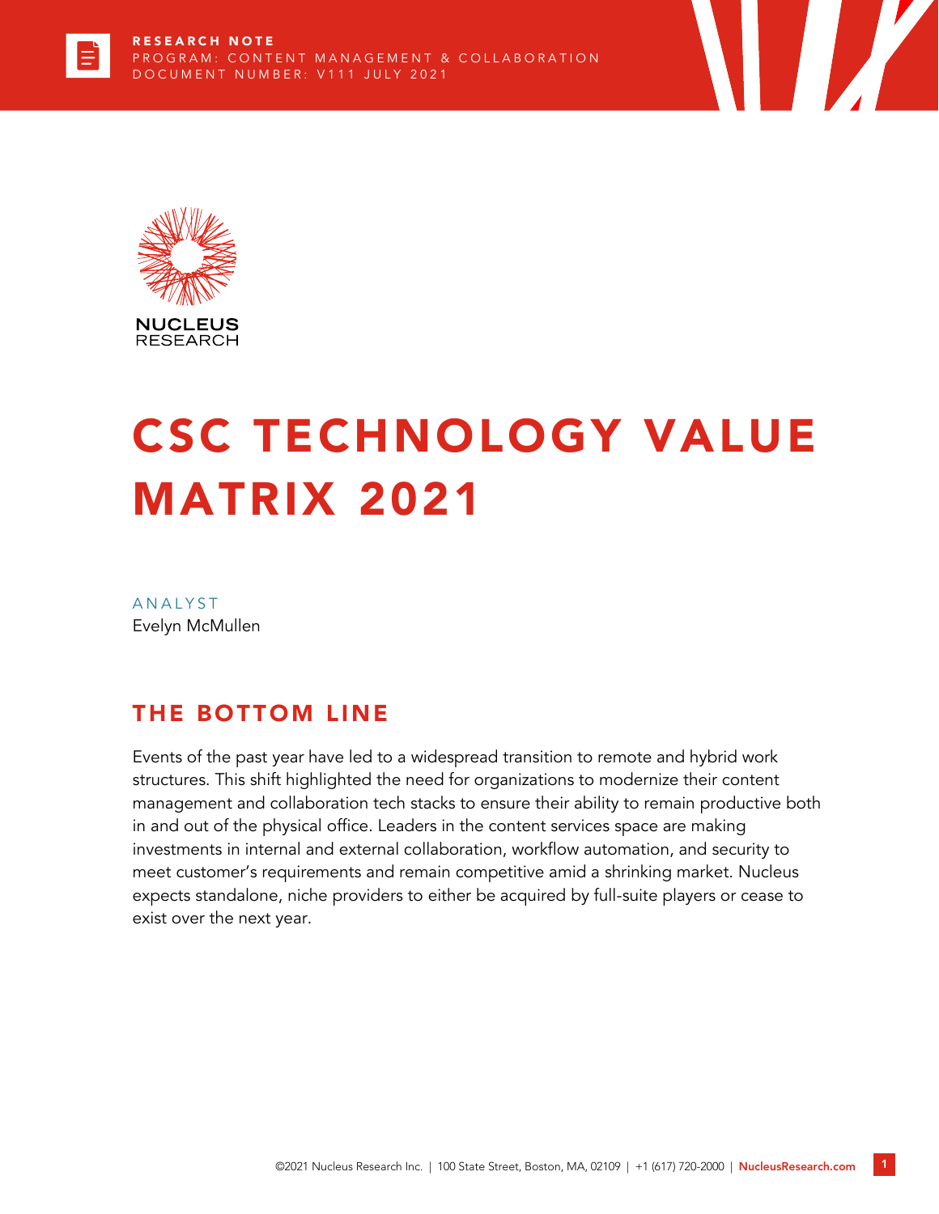RESEARCH NOTE
PROGRAM: CONTENT MANAGEMENT & COLLABORATION
DOCUMENT NUMBER: V111 JULY 2021

NUCLEUS RESEARCH

# CSC TECHNOLOGY VALUE MATRIX 2021

ANALYST
Evelyn McMullen

## THE BOTTOM LINE

Events of the past year have led to a widespread transition to remote and hybrid work structures. This shift highlighted the need for organizations to modernize their content management and collaboration tech stacks to ensure their ability to remain productive both in and out of the physical office. Leaders in the content services space are making investments in internal and external collaboration, workflow automation, and security to meet customer's requirements and remain competitive amid a shrinking market. Nucleus expects standalone, niche providers to either be acquired by full-suite players or cease to exist over the next year.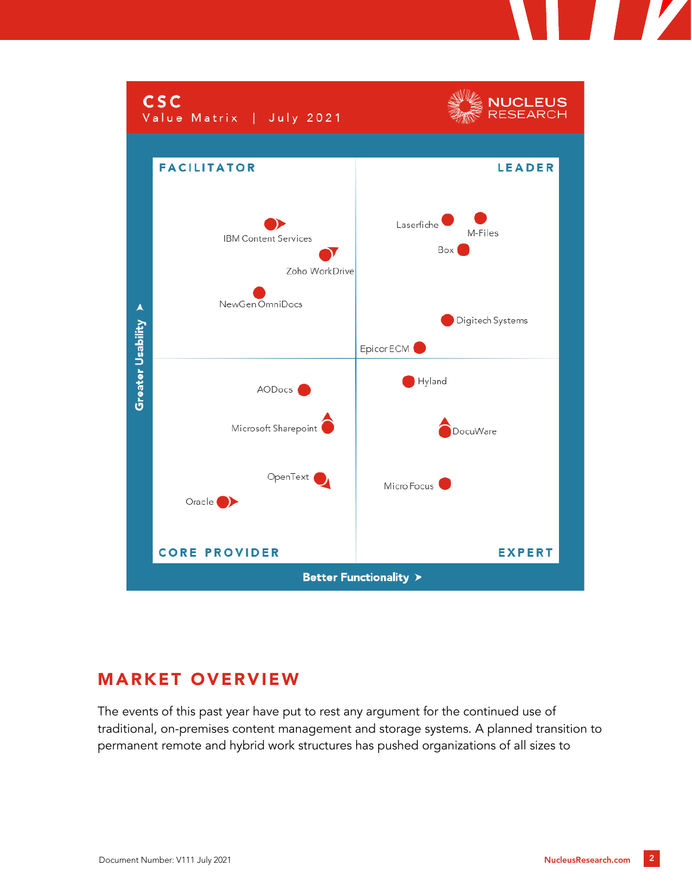**CSC**
Value Matrix | July 2021

NUCLEUS RESEARCH

FACILITATOR | LEADER

IBM Content Services
Zoho WorkDrive
NewGen OmniDocs
Laserfiche
M-Files
Box
Digitech Systems
Epicor ECM
AODocs
Microsoft Sharepoint
OpenText
Oracle
Hyland
DocuWare
Micro Focus

CORE PROVIDER | EXPERT

Greater Usability

Better Functionality

## MARKET OVERVIEW

The events of this past year have put to rest any argument for the continued use of traditional, on-premises content management and storage systems. A planned transition to permanent remote and hybrid work structures has pushed organizations of all sizes to

Document Number: V111 July 2021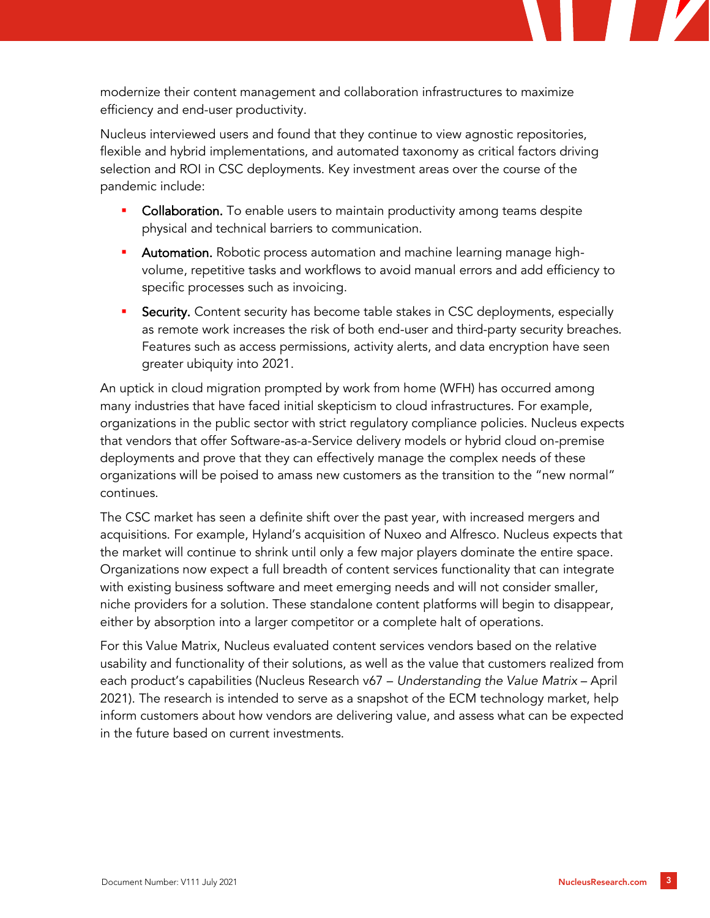modernize their content management and collaboration infrastructures to maximize efficiency and end-user productivity.

Nucleus interviewed users and found that they continue to view agnostic repositories, flexible and hybrid implementations, and automated taxonomy as critical factors driving selection and ROI in CSC deployments. Key investment areas over the course of the pandemic include:

- Collaboration. To enable users to maintain productivity among teams despite physical and technical barriers to communication.
- Automation. Robotic process automation and machine learning manage high-volume, repetitive tasks and workflows to avoid manual errors and add efficiency to specific processes such as invoicing.
- Security. Content security has become table stakes in CSC deployments, especially as remote work increases the risk of both end-user and third-party security breaches. Features such as access permissions, activity alerts, and data encryption have seen greater ubiquity into 2021.

An uptick in cloud migration prompted by work from home (WFH) has occurred among many industries that have faced initial skepticism to cloud infrastructures. For example, organizations in the public sector with strict regulatory compliance policies. Nucleus expects that vendors that offer Software-as-a-Service delivery models or hybrid cloud on-premise deployments and prove that they can effectively manage the complex needs of these organizations will be poised to amass new customers as the transition to the "new normal" continues.

The CSC market has seen a definite shift over the past year, with increased mergers and acquisitions. For example, Hyland's acquisition of Nuxeo and Alfresco. Nucleus expects that the market will continue to shrink until only a few major players dominate the entire space. Organizations now expect a full breadth of content services functionality that can integrate with existing business software and meet emerging needs and will not consider smaller, niche providers for a solution. These standalone content platforms will begin to disappear, either by absorption into a larger competitor or a complete halt of operations.

For this Value Matrix, Nucleus evaluated content services vendors based on the relative usability and functionality of their solutions, as well as the value that customers realized from each product's capabilities (Nucleus Research v67 – *Understanding the Value Matrix* – April 2021). The research is intended to serve as a snapshot of the ECM technology market, help inform customers about how vendors are delivering value, and assess what can be expected in the future based on current investments.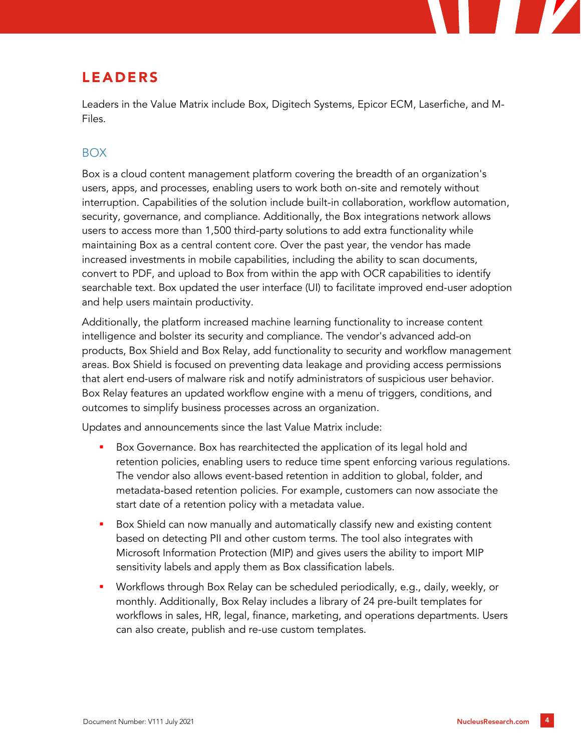## LEADERS

Leaders in the Value Matrix include Box, Digitech Systems, Epicor ECM, Laserfiche, and M-Files.

### BOX

Box is a cloud content management platform covering the breadth of an organization's users, apps, and processes, enabling users to work both on-site and remotely without interruption. Capabilities of the solution include built-in collaboration, workflow automation, security, governance, and compliance. Additionally, the Box integrations network allows users to access more than 1,500 third-party solutions to add extra functionality while maintaining Box as a central content core. Over the past year, the vendor has made increased investments in mobile capabilities, including the ability to scan documents, convert to PDF, and upload to Box from within the app with OCR capabilities to identify searchable text. Box updated the user interface (UI) to facilitate improved end-user adoption and help users maintain productivity.

Additionally, the platform increased machine learning functionality to increase content intelligence and bolster its security and compliance. The vendor's advanced add-on products, Box Shield and Box Relay, add functionality to security and workflow management areas. Box Shield is focused on preventing data leakage and providing access permissions that alert end-users of malware risk and notify administrators of suspicious user behavior. Box Relay features an updated workflow engine with a menu of triggers, conditions, and outcomes to simplify business processes across an organization.

Updates and announcements since the last Value Matrix include:

- Box Governance. Box has rearchitected the application of its legal hold and retention policies, enabling users to reduce time spent enforcing various regulations. The vendor also allows event-based retention in addition to global, folder, and metadata-based retention policies. For example, customers can now associate the start date of a retention policy with a metadata value.
- Box Shield can now manually and automatically classify new and existing content based on detecting PII and other custom terms. The tool also integrates with Microsoft Information Protection (MIP) and gives users the ability to import MIP sensitivity labels and apply them as Box classification labels.
- Workflows through Box Relay can be scheduled periodically, e.g., daily, weekly, or monthly. Additionally, Box Relay includes a library of 24 pre-built templates for workflows in sales, HR, legal, finance, marketing, and operations departments. Users can also create, publish and re-use custom templates.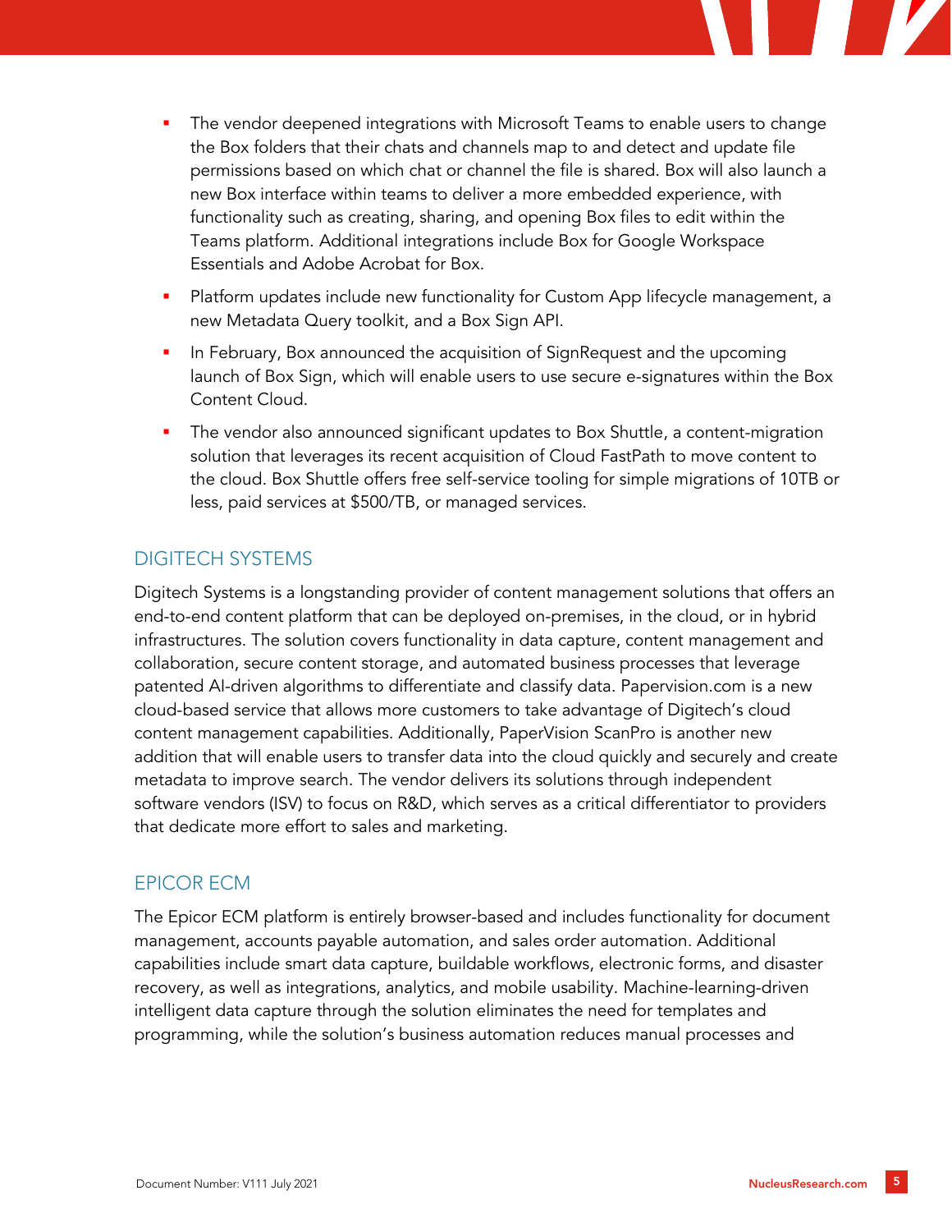- The vendor deepened integrations with Microsoft Teams to enable users to change the Box folders that their chats and channels map to and detect and update file permissions based on which chat or channel the file is shared. Box will also launch a new Box interface within teams to deliver a more embedded experience, with functionality such as creating, sharing, and opening Box files to edit within the Teams platform. Additional integrations include Box for Google Workspace Essentials and Adobe Acrobat for Box.
- Platform updates include new functionality for Custom App lifecycle management, a new Metadata Query toolkit, and a Box Sign API.
- In February, Box announced the acquisition of SignRequest and the upcoming launch of Box Sign, which will enable users to use secure e-signatures within the Box Content Cloud.
- The vendor also announced significant updates to Box Shuttle, a content-migration solution that leverages its recent acquisition of Cloud FastPath to move content to the cloud. Box Shuttle offers free self-service tooling for simple migrations of 10TB or less, paid services at $500/TB, or managed services.

## DIGITECH SYSTEMS

Digitech Systems is a longstanding provider of content management solutions that offers an end-to-end content platform that can be deployed on-premises, in the cloud, or in hybrid infrastructures. The solution covers functionality in data capture, content management and collaboration, secure content storage, and automated business processes that leverage patented AI-driven algorithms to differentiate and classify data. Papervision.com is a new cloud-based service that allows more customers to take advantage of Digitech's cloud content management capabilities. Additionally, PaperVision ScanPro is another new addition that will enable users to transfer data into the cloud quickly and securely and create metadata to improve search. The vendor delivers its solutions through independent software vendors (ISV) to focus on R&D, which serves as a critical differentiator to providers that dedicate more effort to sales and marketing.

## EPICOR ECM

The Epicor ECM platform is entirely browser-based and includes functionality for document management, accounts payable automation, and sales order automation. Additional capabilities include smart data capture, buildable workflows, electronic forms, and disaster recovery, as well as integrations, analytics, and mobile usability. Machine-learning-driven intelligent data capture through the solution eliminates the need for templates and programming, while the solution's business automation reduces manual processes and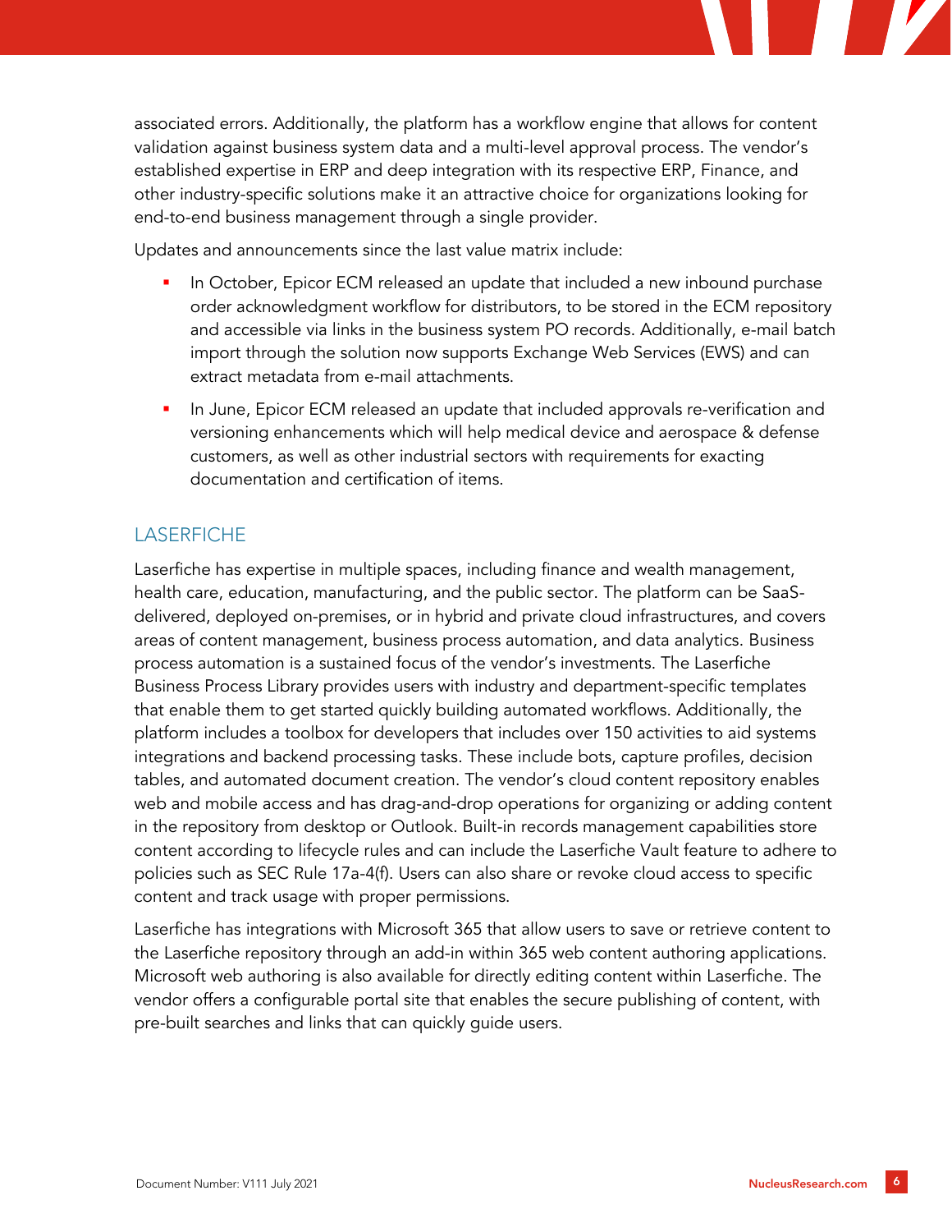associated errors. Additionally, the platform has a workflow engine that allows for content validation against business system data and a multi-level approval process. The vendor's established expertise in ERP and deep integration with its respective ERP, Finance, and other industry-specific solutions make it an attractive choice for organizations looking for end-to-end business management through a single provider.

Updates and announcements since the last value matrix include:

- In October, Epicor ECM released an update that included a new inbound purchase order acknowledgment workflow for distributors, to be stored in the ECM repository and accessible via links in the business system PO records. Additionally, e-mail batch import through the solution now supports Exchange Web Services (EWS) and can extract metadata from e-mail attachments.
- In June, Epicor ECM released an update that included approvals re-verification and versioning enhancements which will help medical device and aerospace & defense customers, as well as other industrial sectors with requirements for exacting documentation and certification of items.

## LASERFICHE

Laserfiche has expertise in multiple spaces, including finance and wealth management, health care, education, manufacturing, and the public sector. The platform can be SaaS-delivered, deployed on-premises, or in hybrid and private cloud infrastructures, and covers areas of content management, business process automation, and data analytics. Business process automation is a sustained focus of the vendor's investments. The Laserfiche Business Process Library provides users with industry and department-specific templates that enable them to get started quickly building automated workflows. Additionally, the platform includes a toolbox for developers that includes over 150 activities to aid systems integrations and backend processing tasks. These include bots, capture profiles, decision tables, and automated document creation. The vendor's cloud content repository enables web and mobile access and has drag-and-drop operations for organizing or adding content in the repository from desktop or Outlook. Built-in records management capabilities store content according to lifecycle rules and can include the Laserfiche Vault feature to adhere to policies such as SEC Rule 17a-4(f). Users can also share or revoke cloud access to specific content and track usage with proper permissions.

Laserfiche has integrations with Microsoft 365 that allow users to save or retrieve content to the Laserfiche repository through an add-in within 365 web content authoring applications. Microsoft web authoring is also available for directly editing content within Laserfiche. The vendor offers a configurable portal site that enables the secure publishing of content, with pre-built searches and links that can quickly guide users.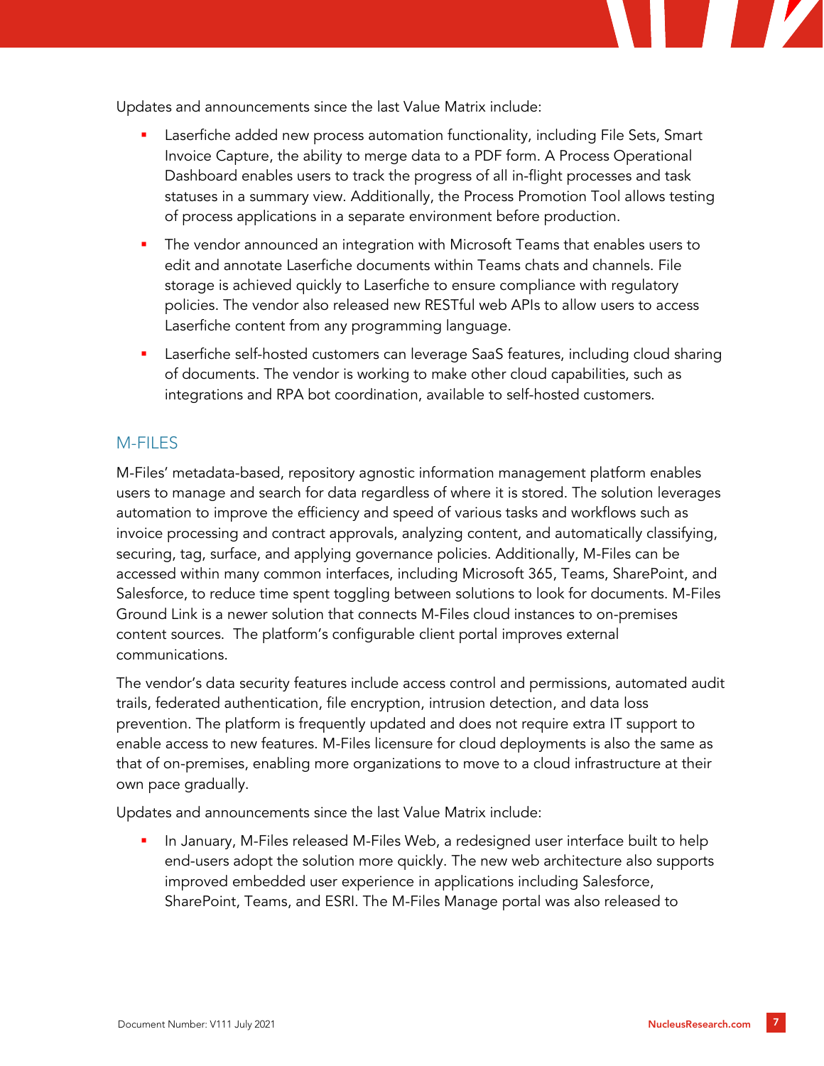Updates and announcements since the last Value Matrix include:

- Laserfiche added new process automation functionality, including File Sets, Smart Invoice Capture, the ability to merge data to a PDF form. A Process Operational Dashboard enables users to track the progress of all in-flight processes and task statuses in a summary view. Additionally, the Process Promotion Tool allows testing of process applications in a separate environment before production.
- The vendor announced an integration with Microsoft Teams that enables users to edit and annotate Laserfiche documents within Teams chats and channels. File storage is achieved quickly to Laserfiche to ensure compliance with regulatory policies. The vendor also released new RESTful web APIs to allow users to access Laserfiche content from any programming language.
- Laserfiche self-hosted customers can leverage SaaS features, including cloud sharing of documents. The vendor is working to make other cloud capabilities, such as integrations and RPA bot coordination, available to self-hosted customers.

## M-FILES

M-Files' metadata-based, repository agnostic information management platform enables users to manage and search for data regardless of where it is stored. The solution leverages automation to improve the efficiency and speed of various tasks and workflows such as invoice processing and contract approvals, analyzing content, and automatically classifying, securing, tag, surface, and applying governance policies. Additionally, M-Files can be accessed within many common interfaces, including Microsoft 365, Teams, SharePoint, and Salesforce, to reduce time spent toggling between solutions to look for documents. M-Files Ground Link is a newer solution that connects M-Files cloud instances to on-premises content sources. The platform's configurable client portal improves external communications.

The vendor's data security features include access control and permissions, automated audit trails, federated authentication, file encryption, intrusion detection, and data loss prevention. The platform is frequently updated and does not require extra IT support to enable access to new features. M-Files licensure for cloud deployments is also the same as that of on-premises, enabling more organizations to move to a cloud infrastructure at their own pace gradually.

Updates and announcements since the last Value Matrix include:

- In January, M-Files released M-Files Web, a redesigned user interface built to help end-users adopt the solution more quickly. The new web architecture also supports improved embedded user experience in applications including Salesforce, SharePoint, Teams, and ESRI. The M-Files Manage portal was also released to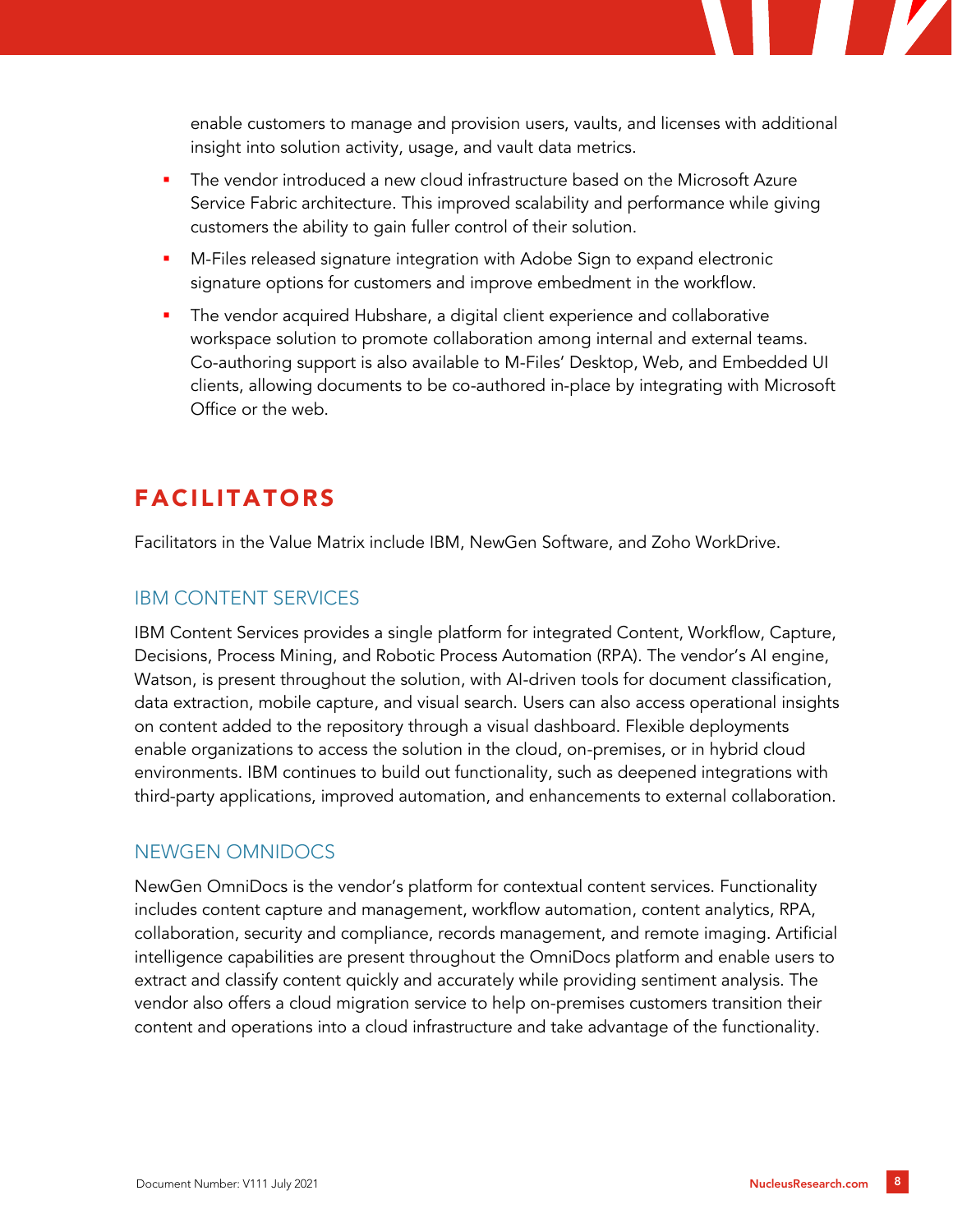enable customers to manage and provision users, vaults, and licenses with additional insight into solution activity, usage, and vault data metrics.

- The vendor introduced a new cloud infrastructure based on the Microsoft Azure Service Fabric architecture. This improved scalability and performance while giving customers the ability to gain fuller control of their solution.
- M-Files released signature integration with Adobe Sign to expand electronic signature options for customers and improve embedment in the workflow.
- The vendor acquired Hubshare, a digital client experience and collaborative workspace solution to promote collaboration among internal and external teams. Co-authoring support is also available to M-Files' Desktop, Web, and Embedded UI clients, allowing documents to be co-authored in-place by integrating with Microsoft Office or the web.

# FACILITATORS

Facilitators in the Value Matrix include IBM, NewGen Software, and Zoho WorkDrive.

## IBM CONTENT SERVICES

IBM Content Services provides a single platform for integrated Content, Workflow, Capture, Decisions, Process Mining, and Robotic Process Automation (RPA). The vendor's AI engine, Watson, is present throughout the solution, with AI-driven tools for document classification, data extraction, mobile capture, and visual search. Users can also access operational insights on content added to the repository through a visual dashboard. Flexible deployments enable organizations to access the solution in the cloud, on-premises, or in hybrid cloud environments. IBM continues to build out functionality, such as deepened integrations with third-party applications, improved automation, and enhancements to external collaboration.

## NEWGEN OMNIDOCS

NewGen OmniDocs is the vendor's platform for contextual content services. Functionality includes content capture and management, workflow automation, content analytics, RPA, collaboration, security and compliance, records management, and remote imaging. Artificial intelligence capabilities are present throughout the OmniDocs platform and enable users to extract and classify content quickly and accurately while providing sentiment analysis. The vendor also offers a cloud migration service to help on-premises customers transition their content and operations into a cloud infrastructure and take advantage of the functionality.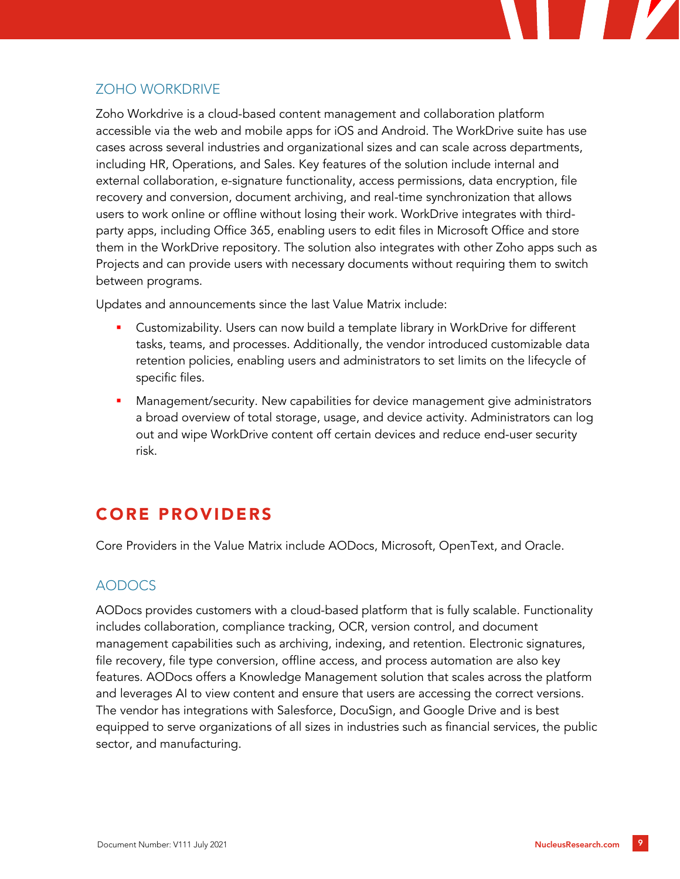### ZOHO WORKDRIVE

Zoho Workdrive is a cloud-based content management and collaboration platform accessible via the web and mobile apps for iOS and Android. The WorkDrive suite has use cases across several industries and organizational sizes and can scale across departments, including HR, Operations, and Sales. Key features of the solution include internal and external collaboration, e-signature functionality, access permissions, data encryption, file recovery and conversion, document archiving, and real-time synchronization that allows users to work online or offline without losing their work. WorkDrive integrates with third-party apps, including Office 365, enabling users to edit files in Microsoft Office and store them in the WorkDrive repository. The solution also integrates with other Zoho apps such as Projects and can provide users with necessary documents without requiring them to switch between programs.

Updates and announcements since the last Value Matrix include:

- Customizability. Users can now build a template library in WorkDrive for different tasks, teams, and processes. Additionally, the vendor introduced customizable data retention policies, enabling users and administrators to set limits on the lifecycle of specific files.
- Management/security. New capabilities for device management give administrators a broad overview of total storage, usage, and device activity. Administrators can log out and wipe WorkDrive content off certain devices and reduce end-user security risk.

## CORE PROVIDERS

Core Providers in the Value Matrix include AODocs, Microsoft, OpenText, and Oracle.

### AODOCS

AODocs provides customers with a cloud-based platform that is fully scalable. Functionality includes collaboration, compliance tracking, OCR, version control, and document management capabilities such as archiving, indexing, and retention. Electronic signatures, file recovery, file type conversion, offline access, and process automation are also key features. AODocs offers a Knowledge Management solution that scales across the platform and leverages AI to view content and ensure that users are accessing the correct versions. The vendor has integrations with Salesforce, DocuSign, and Google Drive and is best equipped to serve organizations of all sizes in industries such as financial services, the public sector, and manufacturing.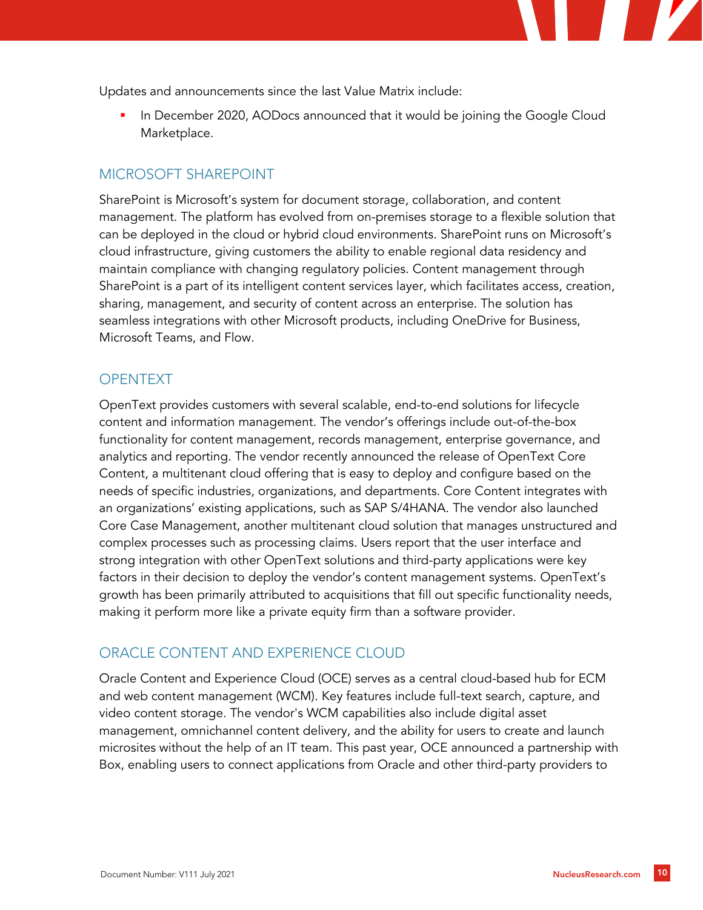Updates and announcements since the last Value Matrix include:

- In December 2020, AODocs announced that it would be joining the Google Cloud Marketplace.

## MICROSOFT SHAREPOINT

SharePoint is Microsoft's system for document storage, collaboration, and content management. The platform has evolved from on-premises storage to a flexible solution that can be deployed in the cloud or hybrid cloud environments. SharePoint runs on Microsoft's cloud infrastructure, giving customers the ability to enable regional data residency and maintain compliance with changing regulatory policies. Content management through SharePoint is a part of its intelligent content services layer, which facilitates access, creation, sharing, management, and security of content across an enterprise. The solution has seamless integrations with other Microsoft products, including OneDrive for Business, Microsoft Teams, and Flow.

## OPENTEXT

OpenText provides customers with several scalable, end-to-end solutions for lifecycle content and information management. The vendor's offerings include out-of-the-box functionality for content management, records management, enterprise governance, and analytics and reporting. The vendor recently announced the release of OpenText Core Content, a multitenant cloud offering that is easy to deploy and configure based on the needs of specific industries, organizations, and departments. Core Content integrates with an organizations' existing applications, such as SAP S/4HANA. The vendor also launched Core Case Management, another multitenant cloud solution that manages unstructured and complex processes such as processing claims. Users report that the user interface and strong integration with other OpenText solutions and third-party applications were key factors in their decision to deploy the vendor's content management systems. OpenText's growth has been primarily attributed to acquisitions that fill out specific functionality needs, making it perform more like a private equity firm than a software provider.

## ORACLE CONTENT AND EXPERIENCE CLOUD

Oracle Content and Experience Cloud (OCE) serves as a central cloud-based hub for ECM and web content management (WCM). Key features include full-text search, capture, and video content storage. The vendor's WCM capabilities also include digital asset management, omnichannel content delivery, and the ability for users to create and launch microsites without the help of an IT team. This past year, OCE announced a partnership with Box, enabling users to connect applications from Oracle and other third-party providers to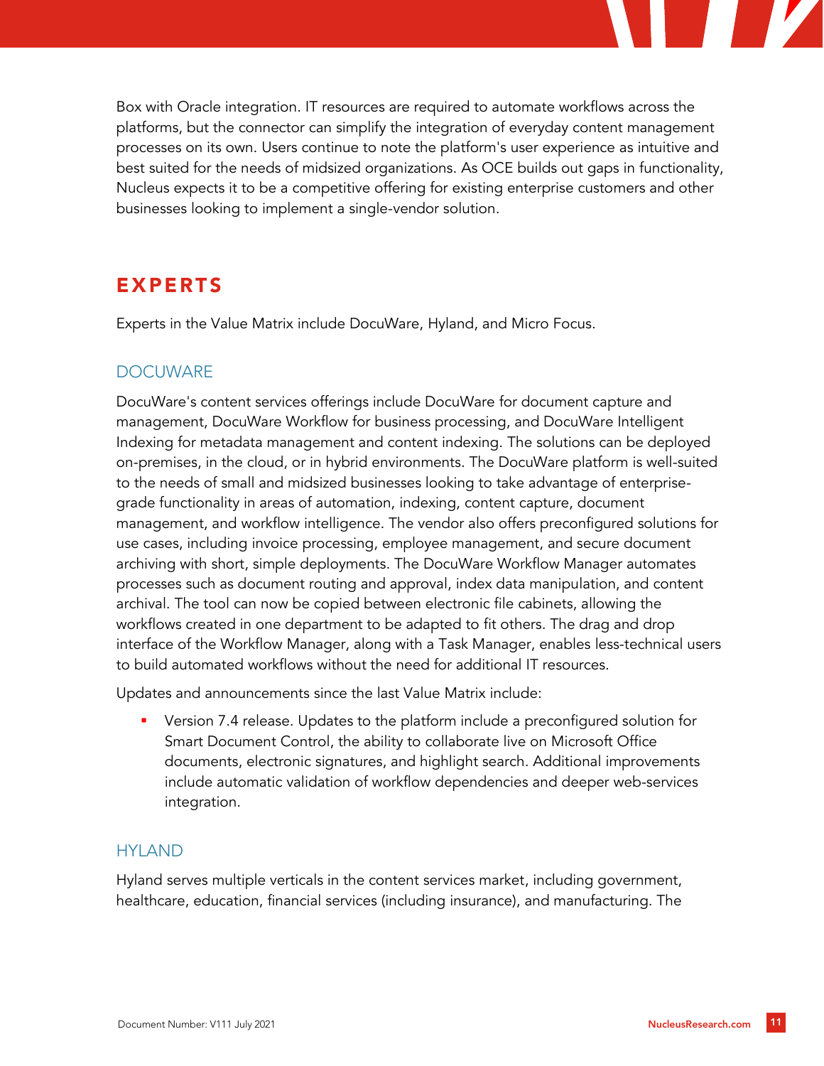Box with Oracle integration. IT resources are required to automate workflows across the platforms, but the connector can simplify the integration of everyday content management processes on its own. Users continue to note the platform's user experience as intuitive and best suited for the needs of midsized organizations. As OCE builds out gaps in functionality, Nucleus expects it to be a competitive offering for existing enterprise customers and other businesses looking to implement a single-vendor solution.

## EXPERTS

Experts in the Value Matrix include DocuWare, Hyland, and Micro Focus.

### DOCUWARE

DocuWare's content services offerings include DocuWare for document capture and management, DocuWare Workflow for business processing, and DocuWare Intelligent Indexing for metadata management and content indexing. The solutions can be deployed on-premises, in the cloud, or in hybrid environments. The DocuWare platform is well-suited to the needs of small and midsized businesses looking to take advantage of enterprise-grade functionality in areas of automation, indexing, content capture, document management, and workflow intelligence. The vendor also offers preconfigured solutions for use cases, including invoice processing, employee management, and secure document archiving with short, simple deployments. The DocuWare Workflow Manager automates processes such as document routing and approval, index data manipulation, and content archival. The tool can now be copied between electronic file cabinets, allowing the workflows created in one department to be adapted to fit others. The drag and drop interface of the Workflow Manager, along with a Task Manager, enables less-technical users to build automated workflows without the need for additional IT resources.

Updates and announcements since the last Value Matrix include:

- Version 7.4 release. Updates to the platform include a preconfigured solution for Smart Document Control, the ability to collaborate live on Microsoft Office documents, electronic signatures, and highlight search. Additional improvements include automatic validation of workflow dependencies and deeper web-services integration.

### HYLAND

Hyland serves multiple verticals in the content services market, including government, healthcare, education, financial services (including insurance), and manufacturing. The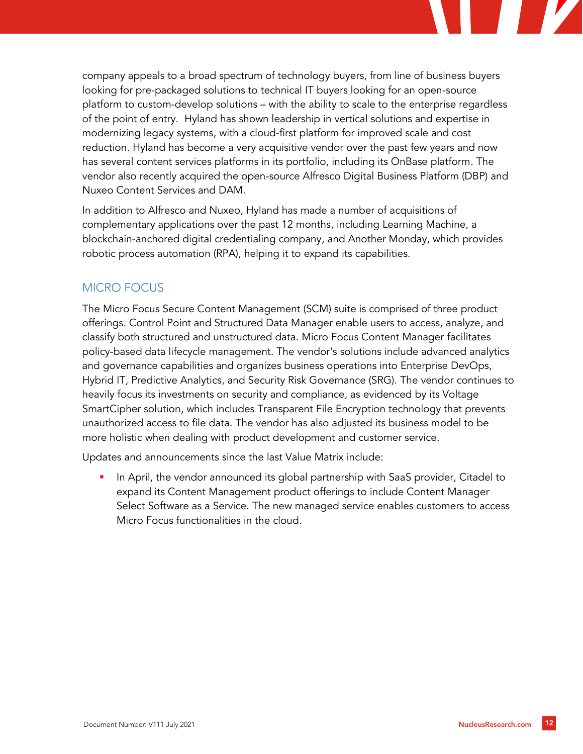company appeals to a broad spectrum of technology buyers, from line of business buyers looking for pre-packaged solutions to technical IT buyers looking for an open-source platform to custom-develop solutions – with the ability to scale to the enterprise regardless of the point of entry. Hyland has shown leadership in vertical solutions and expertise in modernizing legacy systems, with a cloud-first platform for improved scale and cost reduction. Hyland has become a very acquisitive vendor over the past few years and now has several content services platforms in its portfolio, including its OnBase platform. The vendor also recently acquired the open-source Alfresco Digital Business Platform (DBP) and Nuxeo Content Services and DAM.

In addition to Alfresco and Nuxeo, Hyland has made a number of acquisitions of complementary applications over the past 12 months, including Learning Machine, a blockchain-anchored digital credentialing company, and Another Monday, which provides robotic process automation (RPA), helping it to expand its capabilities.

## MICRO FOCUS

The Micro Focus Secure Content Management (SCM) suite is comprised of three product offerings. Control Point and Structured Data Manager enable users to access, analyze, and classify both structured and unstructured data. Micro Focus Content Manager facilitates policy-based data lifecycle management. The vendor's solutions include advanced analytics and governance capabilities and organizes business operations into Enterprise DevOps, Hybrid IT, Predictive Analytics, and Security Risk Governance (SRG). The vendor continues to heavily focus its investments on security and compliance, as evidenced by its Voltage SmartCipher solution, which includes Transparent File Encryption technology that prevents unauthorized access to file data. The vendor has also adjusted its business model to be more holistic when dealing with product development and customer service.

Updates and announcements since the last Value Matrix include:

- In April, the vendor announced its global partnership with SaaS provider, Citadel to expand its Content Management product offerings to include Content Manager Select Software as a Service. The new managed service enables customers to access Micro Focus functionalities in the cloud.